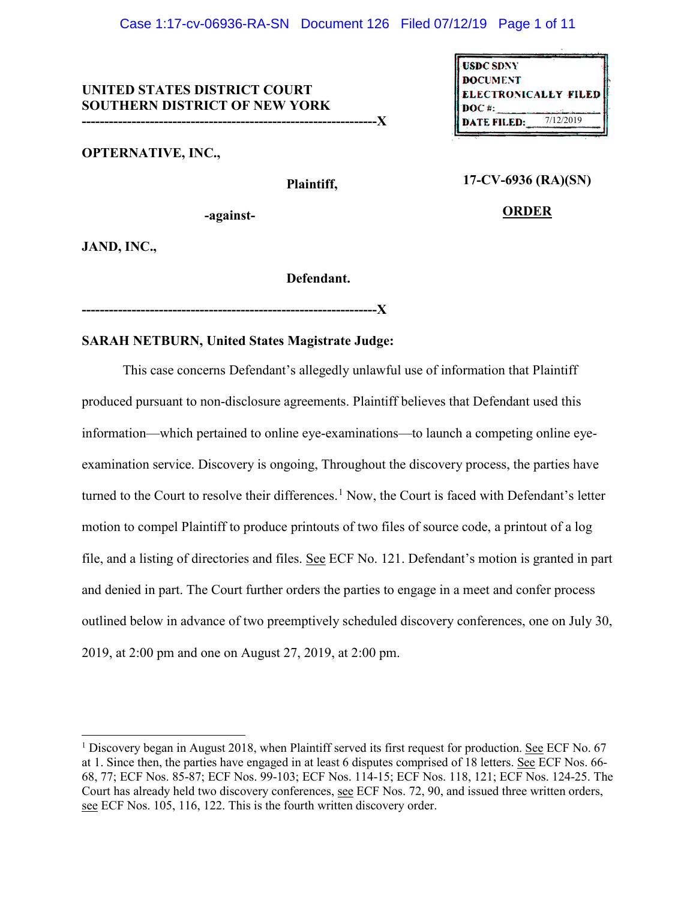USDC SDNY
DOCUMENT
ELECTRONICALLY FILED
DOC #: 
DATE FILED: 7/12/2019

**UNITED STATES DISTRICT COURT**
**SOUTHERN DISTRICT OF NEW YORK**

---------------------------------------------------------------X

**OPTERNATIVE, INC.,**

**Plaintiff,**

**-against-**

**JAND, INC.,**

**Defendant.**

---------------------------------------------------------------X

**17-CV-6936 (RA)(SN)**

**ORDER**

**SARAH NETBURN, United States Magistrate Judge:**

This case concerns Defendant's allegedly unlawful use of information that Plaintiff produced pursuant to non-disclosure agreements. Plaintiff believes that Defendant used this information—which pertained to online eye-examinations—to launch a competing online eye-examination service. Discovery is ongoing, Throughout the discovery process, the parties have turned to the Court to resolve their differences.[1] Now, the Court is faced with Defendant's letter motion to compel Plaintiff to produce printouts of two files of source code, a printout of a log file, and a listing of directories and files. See ECF No. 121. Defendant's motion is granted in part and denied in part. The Court further orders the parties to engage in a meet and confer process outlined below in advance of two preemptively scheduled discovery conferences, one on July 30, 2019, at 2:00 pm and one on August 27, 2019, at 2:00 pm.

[1] Discovery began in August 2018, when Plaintiff served its first request for production. See ECF No. 67 at 1. Since then, the parties have engaged in at least 6 disputes comprised of 18 letters. See ECF Nos. 66-68, 77; ECF Nos. 85-87; ECF Nos. 99-103; ECF Nos. 114-15; ECF Nos. 118, 121; ECF Nos. 124-25. The Court has already held two discovery conferences, see ECF Nos. 72, 90, and issued three written orders, see ECF Nos. 105, 116, 122. This is the fourth written discovery order.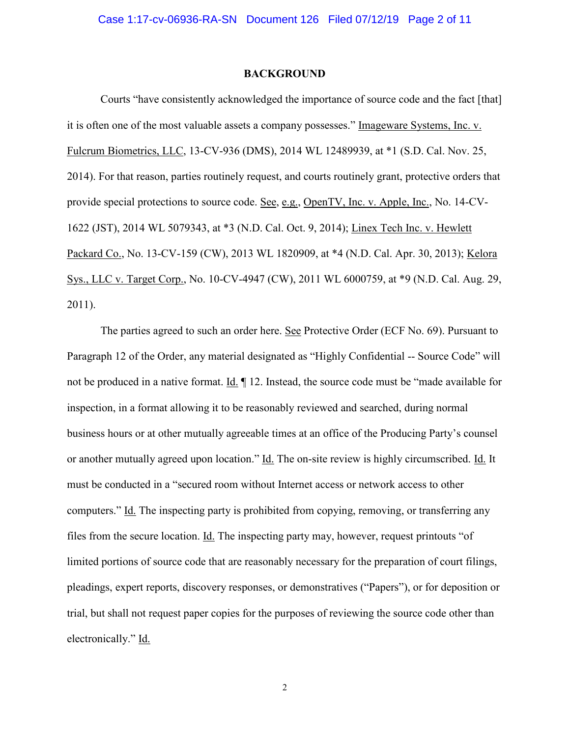## BACKGROUND

Courts "have consistently acknowledged the importance of source code and the fact [that] it is often one of the most valuable assets a company possesses." Imageware Systems, Inc. v. Fulcrum Biometrics, LLC, 13-CV-936 (DMS), 2014 WL 12489939, at *1 (S.D. Cal. Nov. 25, 2014). For that reason, parties routinely request, and courts routinely grant, protective orders that provide special protections to source code. See, e.g., OpenTV, Inc. v. Apple, Inc., No. 14-CV-1622 (JST), 2014 WL 5079343, at *3 (N.D. Cal. Oct. 9, 2014); Linex Tech Inc. v. Hewlett Packard Co., No. 13-CV-159 (CW), 2013 WL 1820909, at *4 (N.D. Cal. Apr. 30, 2013); Kelora Sys., LLC v. Target Corp., No. 10-CV-4947 (CW), 2011 WL 6000759, at *9 (N.D. Cal. Aug. 29, 2011).

The parties agreed to such an order here. See Protective Order (ECF No. 69). Pursuant to Paragraph 12 of the Order, any material designated as "Highly Confidential -- Source Code" will not be produced in a native format. Id. ¶ 12. Instead, the source code must be "made available for inspection, in a format allowing it to be reasonably reviewed and searched, during normal business hours or at other mutually agreeable times at an office of the Producing Party's counsel or another mutually agreed upon location." Id. The on-site review is highly circumscribed. Id. It must be conducted in a "secured room without Internet access or network access to other computers." Id. The inspecting party is prohibited from copying, removing, or transferring any files from the secure location. Id. The inspecting party may, however, request printouts "of limited portions of source code that are reasonably necessary for the preparation of court filings, pleadings, expert reports, discovery responses, or demonstratives ("Papers"), or for deposition or trial, but shall not request paper copies for the purposes of reviewing the source code other than electronically." Id.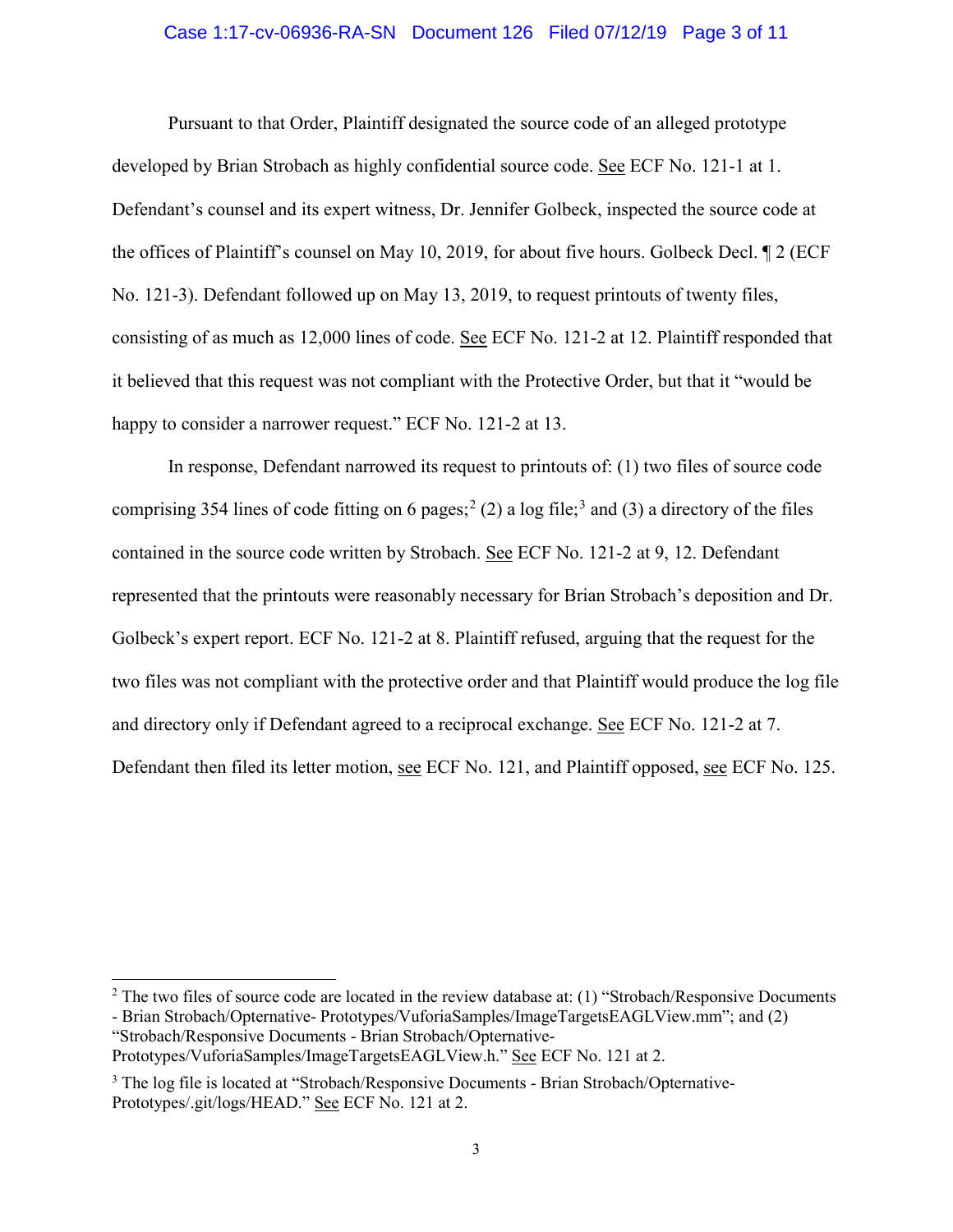Pursuant to that Order, Plaintiff designated the source code of an alleged prototype developed by Brian Strobach as highly confidential source code. See ECF No. 121-1 at 1. Defendant's counsel and its expert witness, Dr. Jennifer Golbeck, inspected the source code at the offices of Plaintiff's counsel on May 10, 2019, for about five hours. Golbeck Decl. ¶ 2 (ECF No. 121-3). Defendant followed up on May 13, 2019, to request printouts of twenty files, consisting of as much as 12,000 lines of code. See ECF No. 121-2 at 12. Plaintiff responded that it believed that this request was not compliant with the Protective Order, but that it "would be happy to consider a narrower request." ECF No. 121-2 at 13.

In response, Defendant narrowed its request to printouts of: (1) two files of source code comprising 354 lines of code fitting on 6 pages;[2] (2) a log file;[3] and (3) a directory of the files contained in the source code written by Strobach. See ECF No. 121-2 at 9, 12. Defendant represented that the printouts were reasonably necessary for Brian Strobach's deposition and Dr. Golbeck's expert report. ECF No. 121-2 at 8. Plaintiff refused, arguing that the request for the two files was not compliant with the protective order and that Plaintiff would produce the log file and directory only if Defendant agreed to a reciprocal exchange. See ECF No. 121-2 at 7. Defendant then filed its letter motion, see ECF No. 121, and Plaintiff opposed, see ECF No. 125.

---

[2] The two files of source code are located in the review database at: (1) "Strobach/Responsive Documents - Brian Strobach/Opternative- Prototypes/VuforiaSamples/ImageTargetsEAGLView.mm"; and (2) "Strobach/Responsive Documents - Brian Strobach/Opternative-Prototypes/VuforiaSamples/ImageTargetsEAGLView.h." See ECF No. 121 at 2.

[3] The log file is located at "Strobach/Responsive Documents - Brian Strobach/Opternative-Prototypes/.git/logs/HEAD." See ECF No. 121 at 2.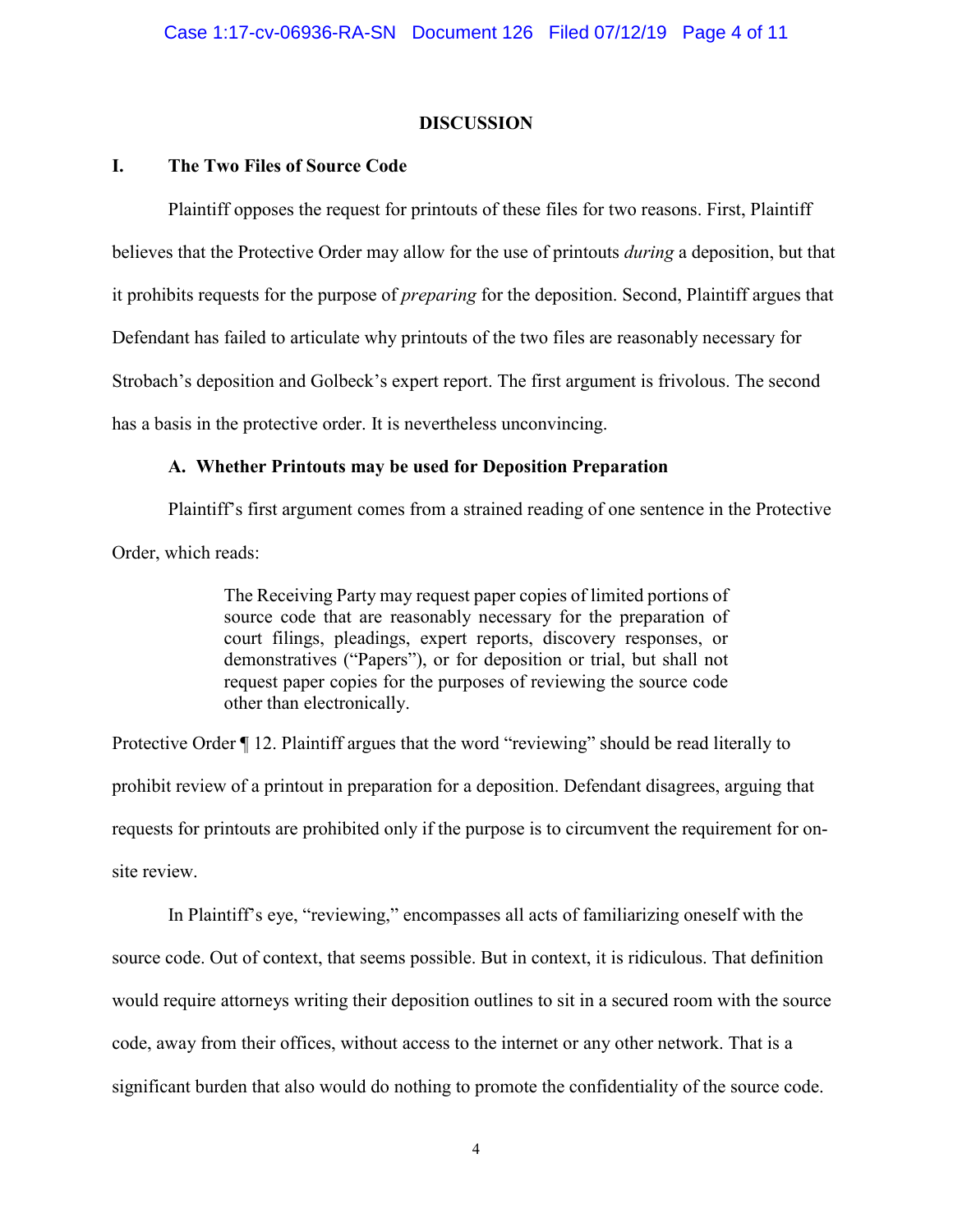## DISCUSSION

### I. The Two Files of Source Code

Plaintiff opposes the request for printouts of these files for two reasons. First, Plaintiff believes that the Protective Order may allow for the use of printouts *during* a deposition, but that it prohibits requests for the purpose of *preparing* for the deposition. Second, Plaintiff argues that Defendant has failed to articulate why printouts of the two files are reasonably necessary for Strobach's deposition and Golbeck's expert report. The first argument is frivolous. The second has a basis in the protective order. It is nevertheless unconvincing.

#### A. Whether Printouts may be used for Deposition Preparation

Plaintiff's first argument comes from a strained reading of one sentence in the Protective Order, which reads:

> The Receiving Party may request paper copies of limited portions of source code that are reasonably necessary for the preparation of court filings, pleadings, expert reports, discovery responses, or demonstratives ("Papers"), or for deposition or trial, but shall not request paper copies for the purposes of reviewing the source code other than electronically.

Protective Order ¶ 12. Plaintiff argues that the word "reviewing" should be read literally to prohibit review of a printout in preparation for a deposition. Defendant disagrees, arguing that requests for printouts are prohibited only if the purpose is to circumvent the requirement for on-site review.

In Plaintiff's eye, "reviewing," encompasses all acts of familiarizing oneself with the source code. Out of context, that seems possible. But in context, it is ridiculous. That definition would require attorneys writing their deposition outlines to sit in a secured room with the source code, away from their offices, without access to the internet or any other network. That is a significant burden that also would do nothing to promote the confidentiality of the source code.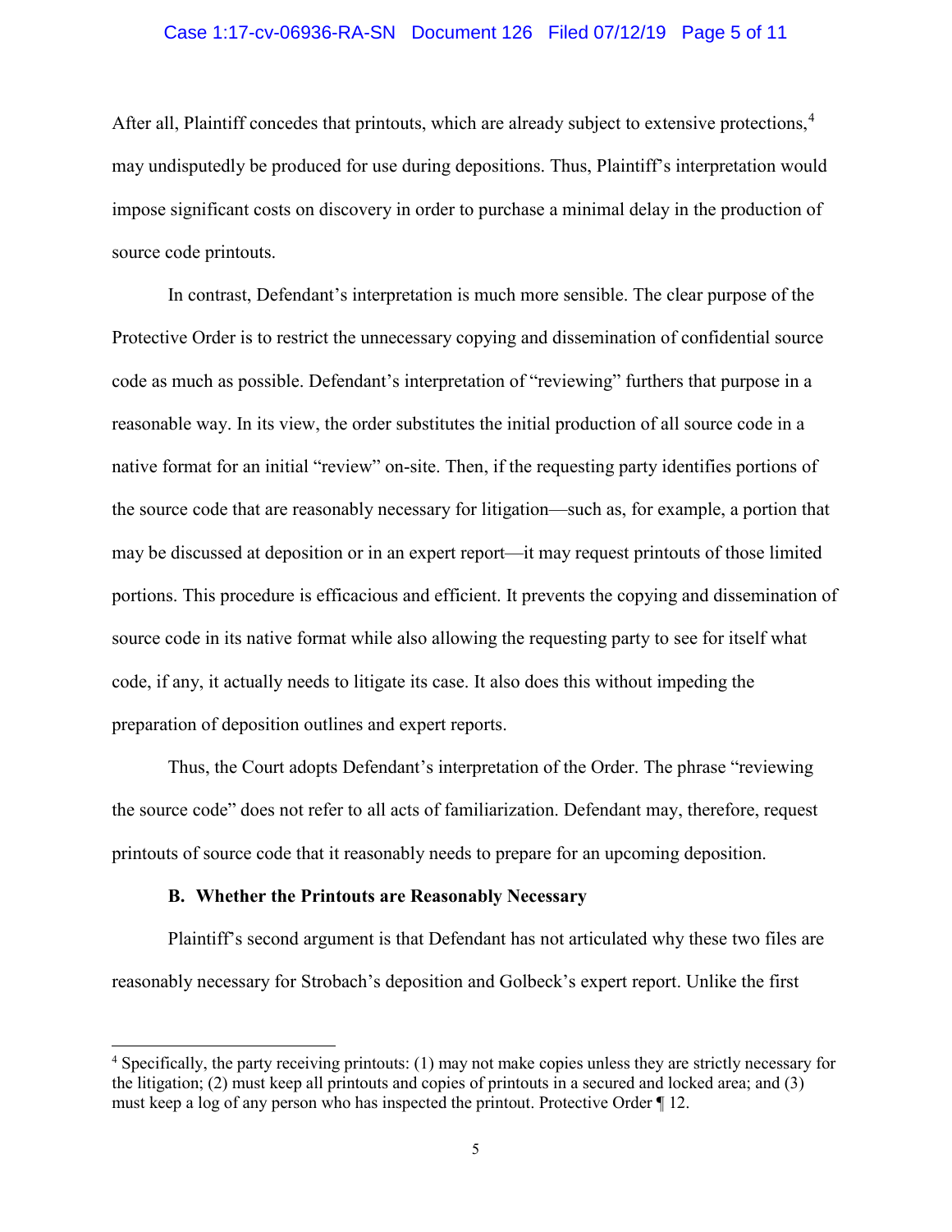After all, Plaintiff concedes that printouts, which are already subject to extensive protections,[4] may undisputedly be produced for use during depositions. Thus, Plaintiff's interpretation would impose significant costs on discovery in order to purchase a minimal delay in the production of source code printouts.

In contrast, Defendant's interpretation is much more sensible. The clear purpose of the Protective Order is to restrict the unnecessary copying and dissemination of confidential source code as much as possible. Defendant's interpretation of "reviewing" furthers that purpose in a reasonable way. In its view, the order substitutes the initial production of all source code in a native format for an initial "review" on-site. Then, if the requesting party identifies portions of the source code that are reasonably necessary for litigation—such as, for example, a portion that may be discussed at deposition or in an expert report—it may request printouts of those limited portions. This procedure is efficacious and efficient. It prevents the copying and dissemination of source code in its native format while also allowing the requesting party to see for itself what code, if any, it actually needs to litigate its case. It also does this without impeding the preparation of deposition outlines and expert reports.

Thus, the Court adopts Defendant's interpretation of the Order. The phrase "reviewing the source code" does not refer to all acts of familiarization. Defendant may, therefore, request printouts of source code that it reasonably needs to prepare for an upcoming deposition.

**B. Whether the Printouts are Reasonably Necessary**

Plaintiff's second argument is that Defendant has not articulated why these two files are reasonably necessary for Strobach's deposition and Golbeck's expert report. Unlike the first

---

[4] Specifically, the party receiving printouts: (1) may not make copies unless they are strictly necessary for the litigation; (2) must keep all printouts and copies of printouts in a secured and locked area; and (3) must keep a log of any person who has inspected the printout. Protective Order ¶ 12.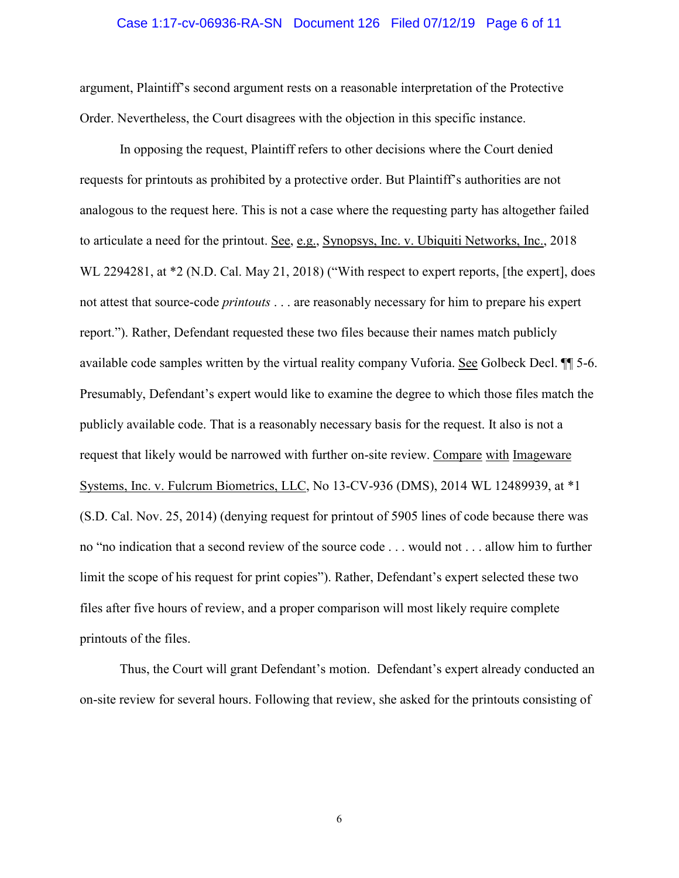argument, Plaintiff's second argument rests on a reasonable interpretation of the Protective Order. Nevertheless, the Court disagrees with the objection in this specific instance.

In opposing the request, Plaintiff refers to other decisions where the Court denied requests for printouts as prohibited by a protective order. But Plaintiff's authorities are not analogous to the request here. This is not a case where the requesting party has altogether failed to articulate a need for the printout. See, e.g., Synopsys, Inc. v. Ubiquiti Networks, Inc., 2018 WL 2294281, at *2 (N.D. Cal. May 21, 2018) ("With respect to expert reports, [the expert], does not attest that source-code *printouts* . . . are reasonably necessary for him to prepare his expert report."). Rather, Defendant requested these two files because their names match publicly available code samples written by the virtual reality company Vuforia. See Golbeck Decl. ¶¶ 5-6. Presumably, Defendant's expert would like to examine the degree to which those files match the publicly available code. That is a reasonably necessary basis for the request. It also is not a request that likely would be narrowed with further on-site review. Compare with Imageware Systems, Inc. v. Fulcrum Biometrics, LLC, No 13-CV-936 (DMS), 2014 WL 12489939, at *1 (S.D. Cal. Nov. 25, 2014) (denying request for printout of 5905 lines of code because there was no "no indication that a second review of the source code . . . would not . . . allow him to further limit the scope of his request for print copies"). Rather, Defendant's expert selected these two files after five hours of review, and a proper comparison will most likely require complete printouts of the files.

Thus, the Court will grant Defendant's motion. Defendant's expert already conducted an on-site review for several hours. Following that review, she asked for the printouts consisting of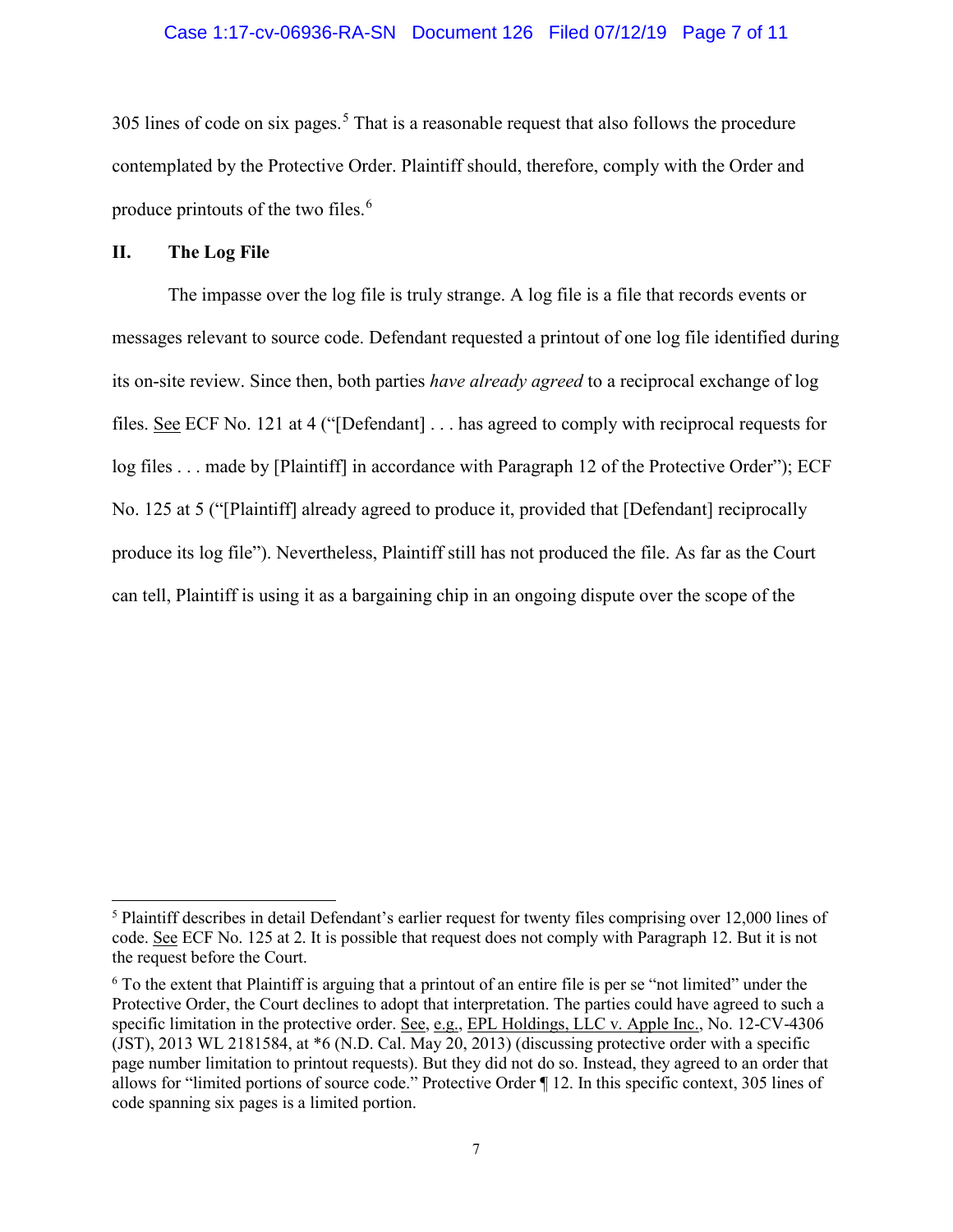305 lines of code on six pages.[5] That is a reasonable request that also follows the procedure contemplated by the Protective Order. Plaintiff should, therefore, comply with the Order and produce printouts of the two files.[6]

## II. The Log File

The impasse over the log file is truly strange. A log file is a file that records events or messages relevant to source code. Defendant requested a printout of one log file identified during its on-site review. Since then, both parties *have already agreed* to a reciprocal exchange of log files. See ECF No. 121 at 4 ("[Defendant] . . . has agreed to comply with reciprocal requests for log files . . . made by [Plaintiff] in accordance with Paragraph 12 of the Protective Order"); ECF No. 125 at 5 ("[Plaintiff] already agreed to produce it, provided that [Defendant] reciprocally produce its log file"). Nevertheless, Plaintiff still has not produced the file. As far as the Court can tell, Plaintiff is using it as a bargaining chip in an ongoing dispute over the scope of the

---

[5] Plaintiff describes in detail Defendant's earlier request for twenty files comprising over 12,000 lines of code. See ECF No. 125 at 2. It is possible that request does not comply with Paragraph 12. But it is not the request before the Court.

[6] To the extent that Plaintiff is arguing that a printout of an entire file is per se "not limited" under the Protective Order, the Court declines to adopt that interpretation. The parties could have agreed to such a specific limitation in the protective order. See, e.g., EPL Holdings, LLC v. Apple Inc., No. 12-CV-4306 (JST), 2013 WL 2181584, at *6 (N.D. Cal. May 20, 2013) (discussing protective order with a specific page number limitation to printout requests). But they did not do so. Instead, they agreed to an order that allows for "limited portions of source code." Protective Order ¶ 12. In this specific context, 305 lines of code spanning six pages is a limited portion.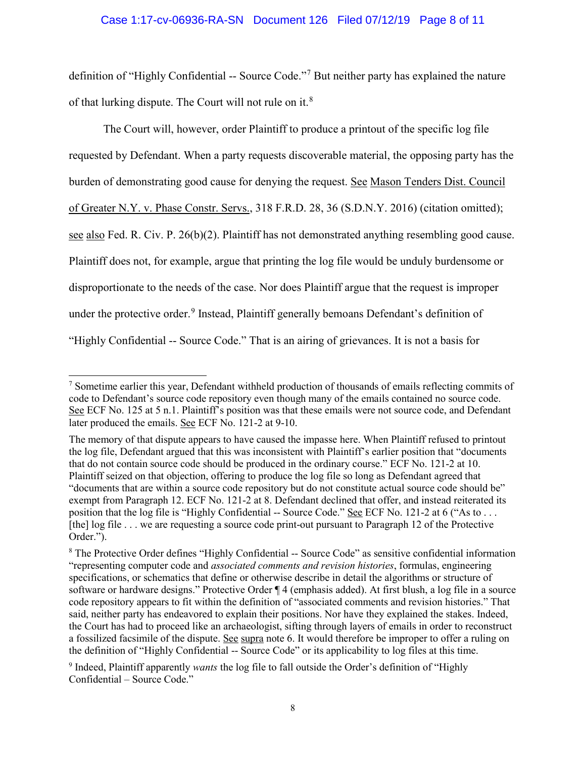definition of "Highly Confidential -- Source Code."[7] But neither party has explained the nature of that lurking dispute. The Court will not rule on it.[8]

The Court will, however, order Plaintiff to produce a printout of the specific log file requested by Defendant. When a party requests discoverable material, the opposing party has the burden of demonstrating good cause for denying the request. See Mason Tenders Dist. Council of Greater N.Y. v. Phase Constr. Servs., 318 F.R.D. 28, 36 (S.D.N.Y. 2016) (citation omitted); see also Fed. R. Civ. P. 26(b)(2). Plaintiff has not demonstrated anything resembling good cause. Plaintiff does not, for example, argue that printing the log file would be unduly burdensome or disproportionate to the needs of the case. Nor does Plaintiff argue that the request is improper under the protective order.[9] Instead, Plaintiff generally bemoans Defendant's definition of "Highly Confidential -- Source Code." That is an airing of grievances. It is not a basis for

---

[7] Sometime earlier this year, Defendant withheld production of thousands of emails reflecting commits of code to Defendant's source code repository even though many of the emails contained no source code. See ECF No. 125 at 5 n.1. Plaintiff's position was that these emails were not source code, and Defendant later produced the emails. See ECF No. 121-2 at 9-10.

The memory of that dispute appears to have caused the impasse here. When Plaintiff refused to printout the log file, Defendant argued that this was inconsistent with Plaintiff's earlier position that "documents that do not contain source code should be produced in the ordinary course." ECF No. 121-2 at 10. Plaintiff seized on that objection, offering to produce the log file so long as Defendant agreed that "documents that are within a source code repository but do not constitute actual source code should be" exempt from Paragraph 12. ECF No. 121-2 at 8. Defendant declined that offer, and instead reiterated its position that the log file is "Highly Confidential -- Source Code." See ECF No. 121-2 at 6 ("As to . . . [the] log file . . . we are requesting a source code print-out pursuant to Paragraph 12 of the Protective Order.").

[8] The Protective Order defines "Highly Confidential -- Source Code" as sensitive confidential information "representing computer code and *associated comments and revision histories*, formulas, engineering specifications, or schematics that define or otherwise describe in detail the algorithms or structure of software or hardware designs." Protective Order ¶ 4 (emphasis added). At first blush, a log file in a source code repository appears to fit within the definition of "associated comments and revision histories." That said, neither party has endeavored to explain their positions. Nor have they explained the stakes. Indeed, the Court has had to proceed like an archaeologist, sifting through layers of emails in order to reconstruct a fossilized facsimile of the dispute. See supra note 6. It would therefore be improper to offer a ruling on the definition of "Highly Confidential -- Source Code" or its applicability to log files at this time.

[9] Indeed, Plaintiff apparently *wants* the log file to fall outside the Order's definition of "Highly Confidential – Source Code."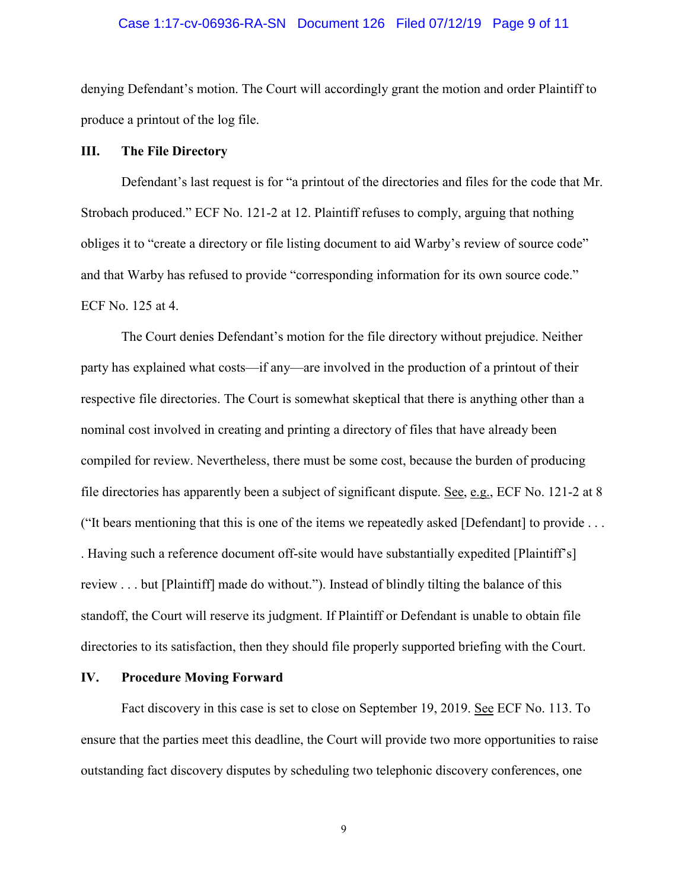denying Defendant's motion. The Court will accordingly grant the motion and order Plaintiff to produce a printout of the log file.

### III. The File Directory

Defendant's last request is for "a printout of the directories and files for the code that Mr. Strobach produced." ECF No. 121-2 at 12. Plaintiff refuses to comply, arguing that nothing obliges it to "create a directory or file listing document to aid Warby's review of source code" and that Warby has refused to provide "corresponding information for its own source code." ECF No. 125 at 4.

The Court denies Defendant's motion for the file directory without prejudice. Neither party has explained what costs—if any—are involved in the production of a printout of their respective file directories. The Court is somewhat skeptical that there is anything other than a nominal cost involved in creating and printing a directory of files that have already been compiled for review. Nevertheless, there must be some cost, because the burden of producing file directories has apparently been a subject of significant dispute. See, e.g., ECF No. 121-2 at 8 ("It bears mentioning that this is one of the items we repeatedly asked [Defendant] to provide . . . . Having such a reference document off-site would have substantially expedited [Plaintiff's] review . . . but [Plaintiff] made do without."). Instead of blindly tilting the balance of this standoff, the Court will reserve its judgment. If Plaintiff or Defendant is unable to obtain file directories to its satisfaction, then they should file properly supported briefing with the Court.

### IV. Procedure Moving Forward

Fact discovery in this case is set to close on September 19, 2019. See ECF No. 113. To ensure that the parties meet this deadline, the Court will provide two more opportunities to raise outstanding fact discovery disputes by scheduling two telephonic discovery conferences, one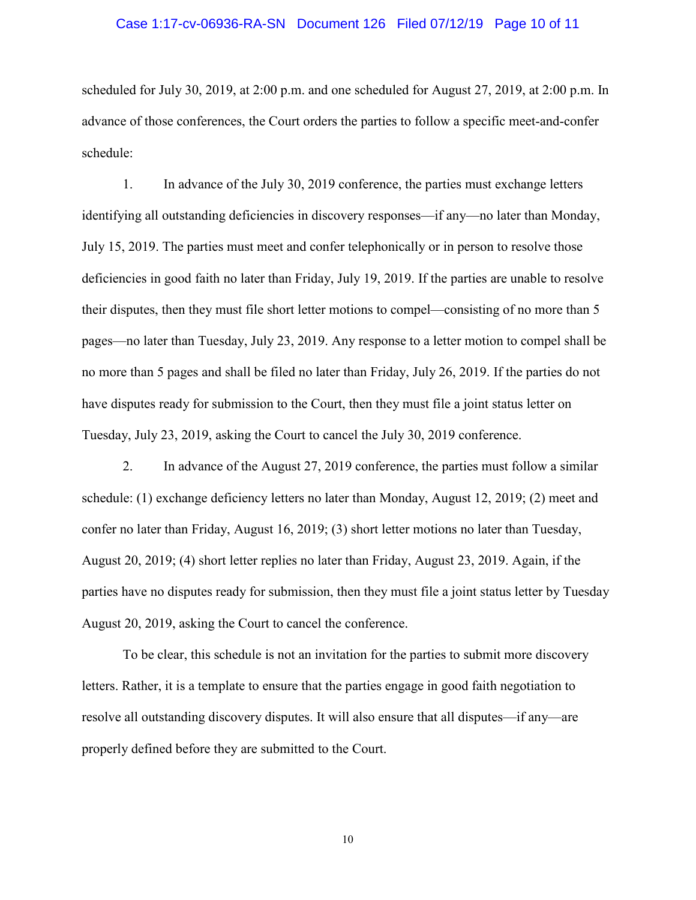scheduled for July 30, 2019, at 2:00 p.m. and one scheduled for August 27, 2019, at 2:00 p.m. In advance of those conferences, the Court orders the parties to follow a specific meet-and-confer schedule:

1. In advance of the July 30, 2019 conference, the parties must exchange letters identifying all outstanding deficiencies in discovery responses—if any—no later than Monday, July 15, 2019. The parties must meet and confer telephonically or in person to resolve those deficiencies in good faith no later than Friday, July 19, 2019. If the parties are unable to resolve their disputes, then they must file short letter motions to compel—consisting of no more than 5 pages—no later than Tuesday, July 23, 2019. Any response to a letter motion to compel shall be no more than 5 pages and shall be filed no later than Friday, July 26, 2019. If the parties do not have disputes ready for submission to the Court, then they must file a joint status letter on Tuesday, July 23, 2019, asking the Court to cancel the July 30, 2019 conference.

2. In advance of the August 27, 2019 conference, the parties must follow a similar schedule: (1) exchange deficiency letters no later than Monday, August 12, 2019; (2) meet and confer no later than Friday, August 16, 2019; (3) short letter motions no later than Tuesday, August 20, 2019; (4) short letter replies no later than Friday, August 23, 2019. Again, if the parties have no disputes ready for submission, then they must file a joint status letter by Tuesday August 20, 2019, asking the Court to cancel the conference.

To be clear, this schedule is not an invitation for the parties to submit more discovery letters. Rather, it is a template to ensure that the parties engage in good faith negotiation to resolve all outstanding discovery disputes. It will also ensure that all disputes—if any—are properly defined before they are submitted to the Court.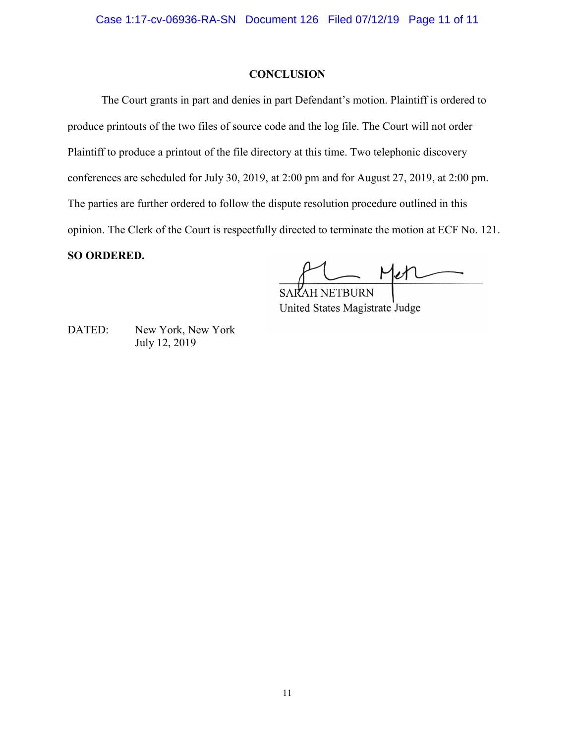## CONCLUSION

The Court grants in part and denies in part Defendant's motion. Plaintiff is ordered to produce printouts of the two files of source code and the log file. The Court will not order Plaintiff to produce a printout of the file directory at this time. Two telephonic discovery conferences are scheduled for July 30, 2019, at 2:00 pm and for August 27, 2019, at 2:00 pm. The parties are further ordered to follow the dispute resolution procedure outlined in this opinion. The Clerk of the Court is respectfully directed to terminate the motion at ECF No. 121.

**SO ORDERED.**

SARAH NETBURN
United States Magistrate Judge

DATED: New York, New York
July 12, 2019